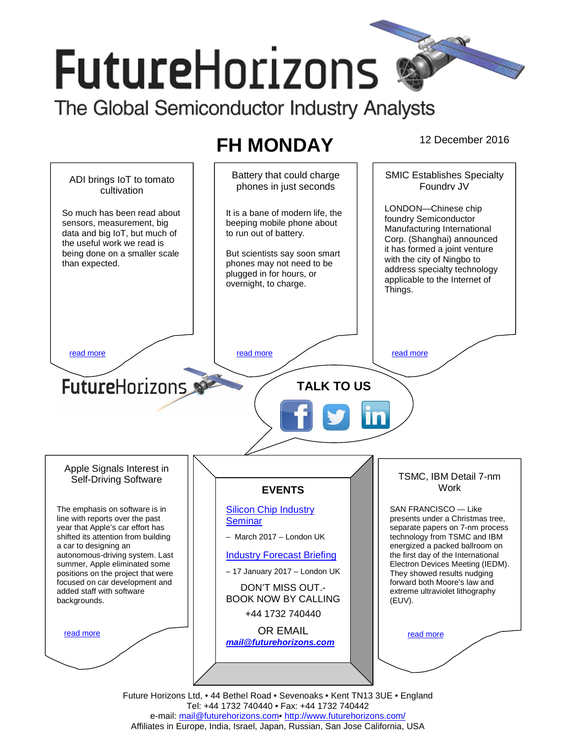# FutureHorizons

The Global Semiconductor Industry Analysts

## FH MONDAY

12 December 2016

### ADI brings IoT to tomato cultivation

So much has been read about sensors, measurement, big data and big IoT, but much of the useful work we read is being done on a smaller scale than expected.

read more

### Battery that could charge phones in just seconds

It is a bane of modern life, the beeping mobile phone about to run out of battery.

But scientists say soon smart phones may not need to be plugged in for hours, or overnight, to charge.

read more

### SMIC Establishes Specialty Foundry JV

LONDON—Chinese chip foundry Semiconductor Manufacturing International Corp. (Shanghai) announced it has formed a joint venture with the city of Ningbo to address specialty technology applicable to the Internet of Things.

read more

FutureHorizons

**TALK TO US**

### Apple Signals Interest in Self-Driving Software

The emphasis on software is in line with reports over the past year that Apple's car effort has shifted its attention from building a car to designing an autonomous-driving system. Last summer, Apple eliminated some positions on the project that were focused on car development and added staff with software backgrounds.

read more

### EVENTS

Silicon Chip Industry Seminar

– March 2017 – London UK

Industry Forecast Briefing

– 17 January 2017 – London UK

DON'T MISS OUT.- BOOK NOW BY CALLING

+44 1732 740440

OR EMAIL

***mail@futurehorizons.com***

### TSMC, IBM Detail 7-nm Work

SAN FRANCISCO — Like presents under a Christmas tree, separate papers on 7-nm process technology from TSMC and IBM energized a packed ballroom on the first day of the International Electron Devices Meeting (IEDM). They showed results nudging forward both Moore's law and extreme ultraviolet lithography (EUV).

read more

Future Horizons Ltd, • 44 Bethel Road • Sevenoaks • Kent TN13 3UE • England
Tel: +44 1732 740440 • Fax: +44 1732 740442
e-mail: mail@futurehorizons.com• http://www.futurehorizons.com/
Affiliates in Europe, India, Israel, Japan, Russian, San Jose California, USA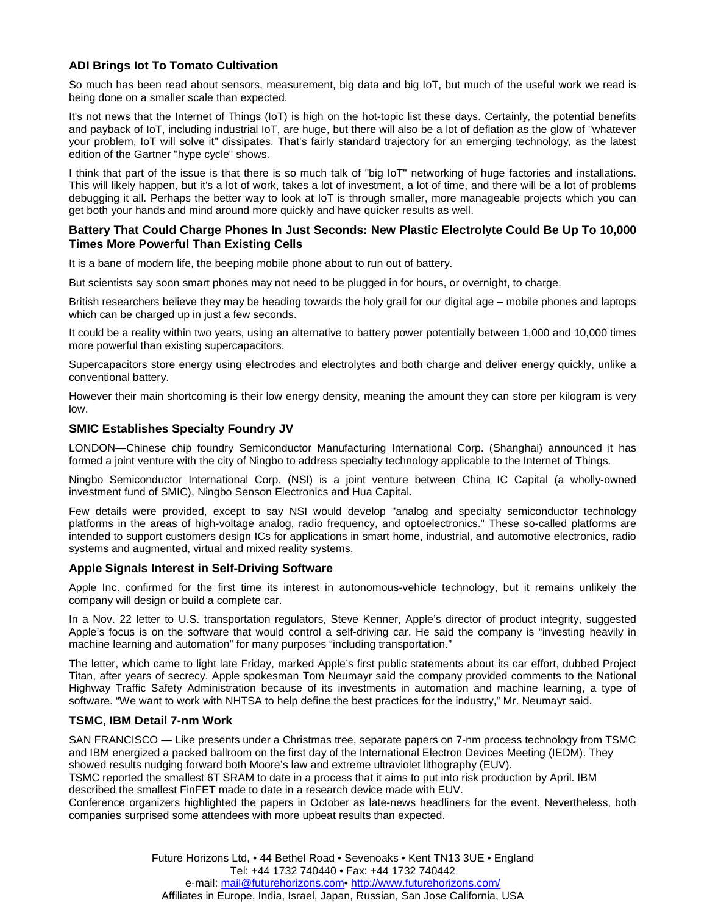### ADI Brings Iot To Tomato Cultivation

So much has been read about sensors, measurement, big data and big IoT, but much of the useful work we read is being done on a smaller scale than expected.

It's not news that the Internet of Things (IoT) is high on the hot-topic list these days. Certainly, the potential benefits and payback of IoT, including industrial IoT, are huge, but there will also be a lot of deflation as the glow of "whatever your problem, IoT will solve it" dissipates. That's fairly standard trajectory for an emerging technology, as the latest edition of the Gartner "hype cycle" shows.

I think that part of the issue is that there is so much talk of "big IoT" networking of huge factories and installations. This will likely happen, but it's a lot of work, takes a lot of investment, a lot of time, and there will be a lot of problems debugging it all. Perhaps the better way to look at IoT is through smaller, more manageable projects which you can get both your hands and mind around more quickly and have quicker results as well.

### Battery That Could Charge Phones In Just Seconds: New Plastic Electrolyte Could Be Up To 10,000 Times More Powerful Than Existing Cells

It is a bane of modern life, the beeping mobile phone about to run out of battery.

But scientists say soon smart phones may not need to be plugged in for hours, or overnight, to charge.

British researchers believe they may be heading towards the holy grail for our digital age – mobile phones and laptops which can be charged up in just a few seconds.

It could be a reality within two years, using an alternative to battery power potentially between 1,000 and 10,000 times more powerful than existing supercapacitors.

Supercapacitors store energy using electrodes and electrolytes and both charge and deliver energy quickly, unlike a conventional battery.

However their main shortcoming is their low energy density, meaning the amount they can store per kilogram is very low.

### SMIC Establishes Specialty Foundry JV

LONDON—Chinese chip foundry Semiconductor Manufacturing International Corp. (Shanghai) announced it has formed a joint venture with the city of Ningbo to address specialty technology applicable to the Internet of Things.

Ningbo Semiconductor International Corp. (NSI) is a joint venture between China IC Capital (a wholly-owned investment fund of SMIC), Ningbo Senson Electronics and Hua Capital.

Few details were provided, except to say NSI would develop "analog and specialty semiconductor technology platforms in the areas of high-voltage analog, radio frequency, and optoelectronics." These so-called platforms are intended to support customers design ICs for applications in smart home, industrial, and automotive electronics, radio systems and augmented, virtual and mixed reality systems.

### Apple Signals Interest in Self-Driving Software

Apple Inc. confirmed for the first time its interest in autonomous-vehicle technology, but it remains unlikely the company will design or build a complete car.

In a Nov. 22 letter to U.S. transportation regulators, Steve Kenner, Apple's director of product integrity, suggested Apple's focus is on the software that would control a self-driving car. He said the company is "investing heavily in machine learning and automation" for many purposes "including transportation."

The letter, which came to light late Friday, marked Apple's first public statements about its car effort, dubbed Project Titan, after years of secrecy. Apple spokesman Tom Neumayr said the company provided comments to the National Highway Traffic Safety Administration because of its investments in automation and machine learning, a type of software. "We want to work with NHTSA to help define the best practices for the industry," Mr. Neumayr said.

### TSMC, IBM Detail 7-nm Work

SAN FRANCISCO — Like presents under a Christmas tree, separate papers on 7-nm process technology from TSMC and IBM energized a packed ballroom on the first day of the International Electron Devices Meeting (IEDM). They showed results nudging forward both Moore's law and extreme ultraviolet lithography (EUV).

TSMC reported the smallest 6T SRAM to date in a process that it aims to put into risk production by April. IBM described the smallest FinFET made to date in a research device made with EUV.

Conference organizers highlighted the papers in October as late-news headliners for the event. Nevertheless, both companies surprised some attendees with more upbeat results than expected.

Future Horizons Ltd, • 44 Bethel Road • Sevenoaks • Kent TN13 3UE • England
Tel: +44 1732 740440 • Fax: +44 1732 740442
e-mail: mail@futurehorizons.com• http://www.futurehorizons.com/
Affiliates in Europe, India, Israel, Japan, Russian, San Jose California, USA